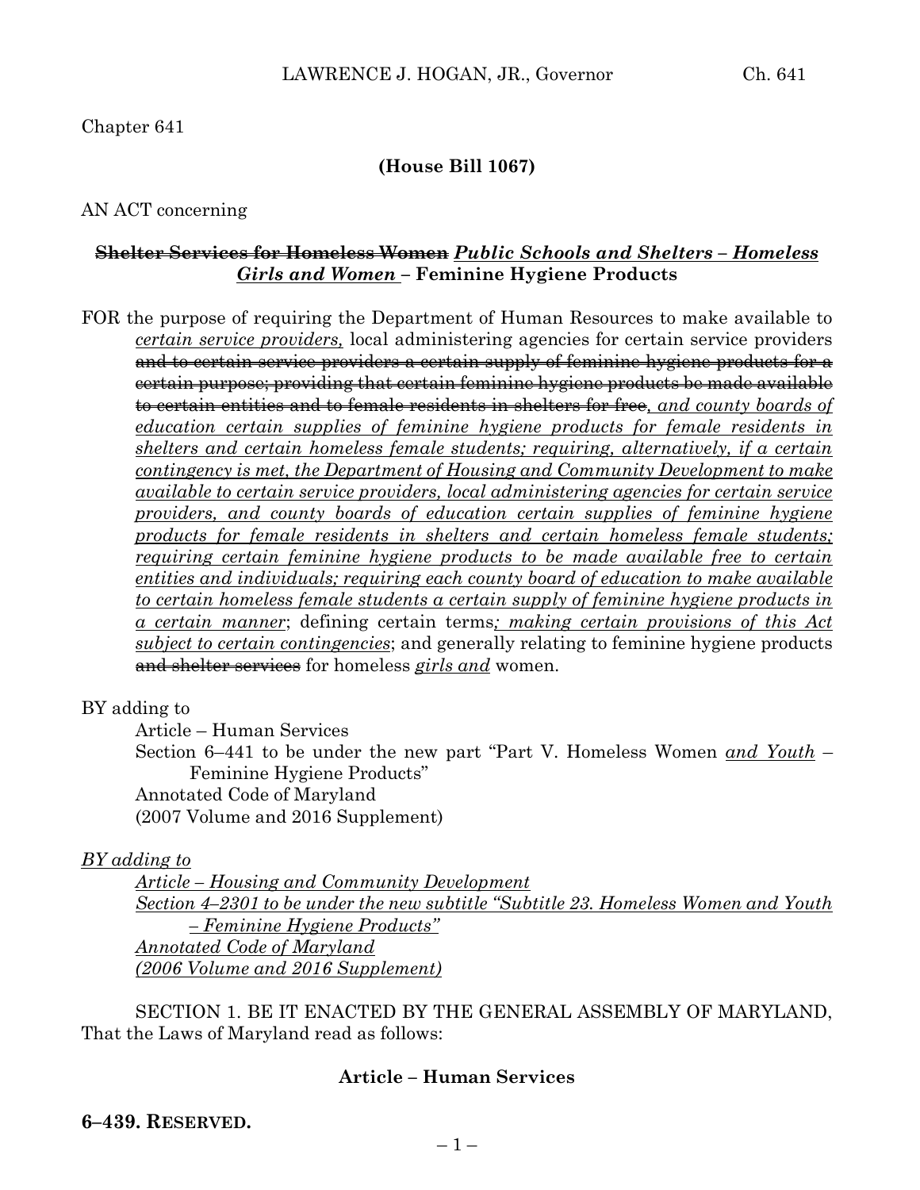Chapter 641

**(House Bill 1067)**

AN ACT concerning

**~~Shelter Services for Homeless Women~~ _Public Schools and Shelters – Homeless Girls and Women_ – Feminine Hygiene Products**

FOR the purpose of requiring the Department of Human Resources to make available to _certain service providers,_ local administering agencies for certain service providers ~~and to certain service providers a certain supply of feminine hygiene products for a certain purpose; providing that certain feminine hygiene products be made available to certain entities and to female residents in shelters for free~~_, and county boards of education certain supplies of feminine hygiene products for female residents in shelters and certain homeless female students; requiring, alternatively, if a certain contingency is met, the Department of Housing and Community Development to make available to certain service providers, local administering agencies for certain service providers, and county boards of education certain supplies of feminine hygiene products for female residents in shelters and certain homeless female students; requiring certain feminine hygiene products to be made available free to certain entities and individuals; requiring each county board of education to make available to certain homeless female students a certain supply of feminine hygiene products in a certain manner_; defining certain terms_; making certain provisions of this Act subject to certain contingencies_; and generally relating to feminine hygiene products ~~and shelter services~~ for homeless _girls and_ women.

BY adding to
Article – Human Services
Section 6–441 to be under the new part "Part V. Homeless Women _and Youth_ – Feminine Hygiene Products"
Annotated Code of Maryland
(2007 Volume and 2016 Supplement)

_BY adding to_
_Article – Housing and Community Development_
_Section 4–2301 to be under the new subtitle "Subtitle 23. Homeless Women and Youth – Feminine Hygiene Products"_
_Annotated Code of Maryland_
_(2006 Volume and 2016 Supplement)_

SECTION 1. BE IT ENACTED BY THE GENERAL ASSEMBLY OF MARYLAND, That the Laws of Maryland read as follows:

**Article – Human Services**

**6–439. RESERVED.**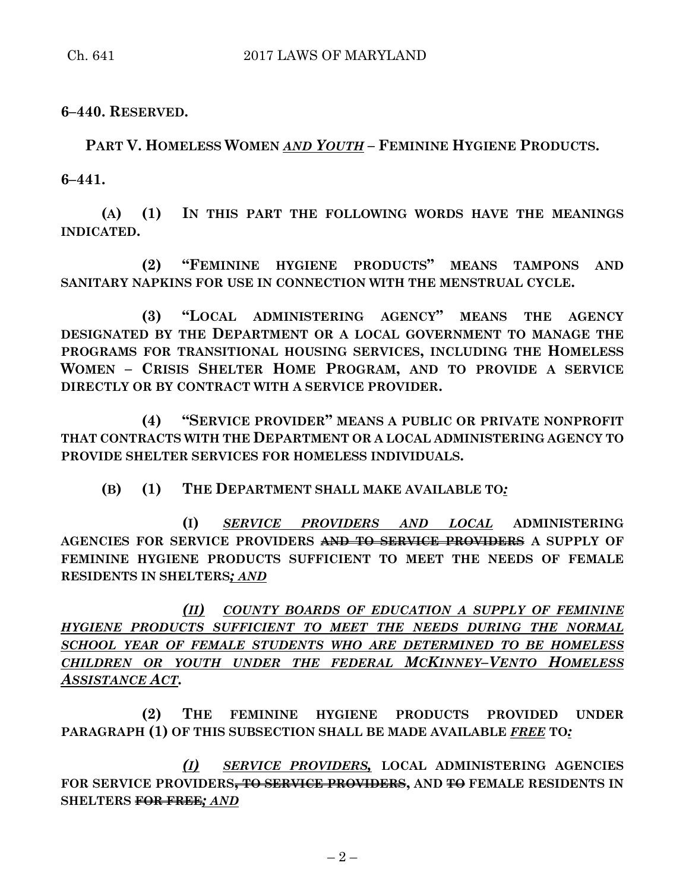**6–440. RESERVED.**

**PART V. HOMELESS WOMEN *AND YOUTH* – FEMININE HYGIENE PRODUCTS.**

**6–441.**

**(A) (1) IN THIS PART THE FOLLOWING WORDS HAVE THE MEANINGS INDICATED.**

**(2) "FEMININE HYGIENE PRODUCTS" MEANS TAMPONS AND SANITARY NAPKINS FOR USE IN CONNECTION WITH THE MENSTRUAL CYCLE.**

**(3) "LOCAL ADMINISTERING AGENCY" MEANS THE AGENCY DESIGNATED BY THE DEPARTMENT OR A LOCAL GOVERNMENT TO MANAGE THE PROGRAMS FOR TRANSITIONAL HOUSING SERVICES, INCLUDING THE HOMELESS WOMEN – CRISIS SHELTER HOME PROGRAM, AND TO PROVIDE A SERVICE DIRECTLY OR BY CONTRACT WITH A SERVICE PROVIDER.**

**(4) "SERVICE PROVIDER" MEANS A PUBLIC OR PRIVATE NONPROFIT THAT CONTRACTS WITH THE DEPARTMENT OR A LOCAL ADMINISTERING AGENCY TO PROVIDE SHELTER SERVICES FOR HOMELESS INDIVIDUALS.**

**(B) (1) THE DEPARTMENT SHALL MAKE AVAILABLE TO*:***

**(I)** ***SERVICE PROVIDERS AND LOCAL*** **ADMINISTERING AGENCIES FOR SERVICE PROVIDERS ~~AND TO SERVICE PROVIDERS~~ A SUPPLY OF FEMININE HYGIENE PRODUCTS SUFFICIENT TO MEET THE NEEDS OF FEMALE RESIDENTS IN SHELTERS*; AND***

***(II) COUNTY BOARDS OF EDUCATION A SUPPLY OF FEMININE HYGIENE PRODUCTS SUFFICIENT TO MEET THE NEEDS DURING THE NORMAL SCHOOL YEAR OF FEMALE STUDENTS WHO ARE DETERMINED TO BE HOMELESS CHILDREN OR YOUTH UNDER THE FEDERAL MCKINNEY–VENTO HOMELESS ASSISTANCE ACT.***

**(2) THE FEMININE HYGIENE PRODUCTS PROVIDED UNDER PARAGRAPH (1) OF THIS SUBSECTION SHALL BE MADE AVAILABLE *FREE* TO*:***

***(I) SERVICE PROVIDERS,*** **LOCAL ADMINISTERING AGENCIES FOR SERVICE PROVIDERS~~, TO SERVICE PROVIDERS~~, AND ~~TO~~ FEMALE RESIDENTS IN SHELTERS ~~FOR FREE~~*; AND***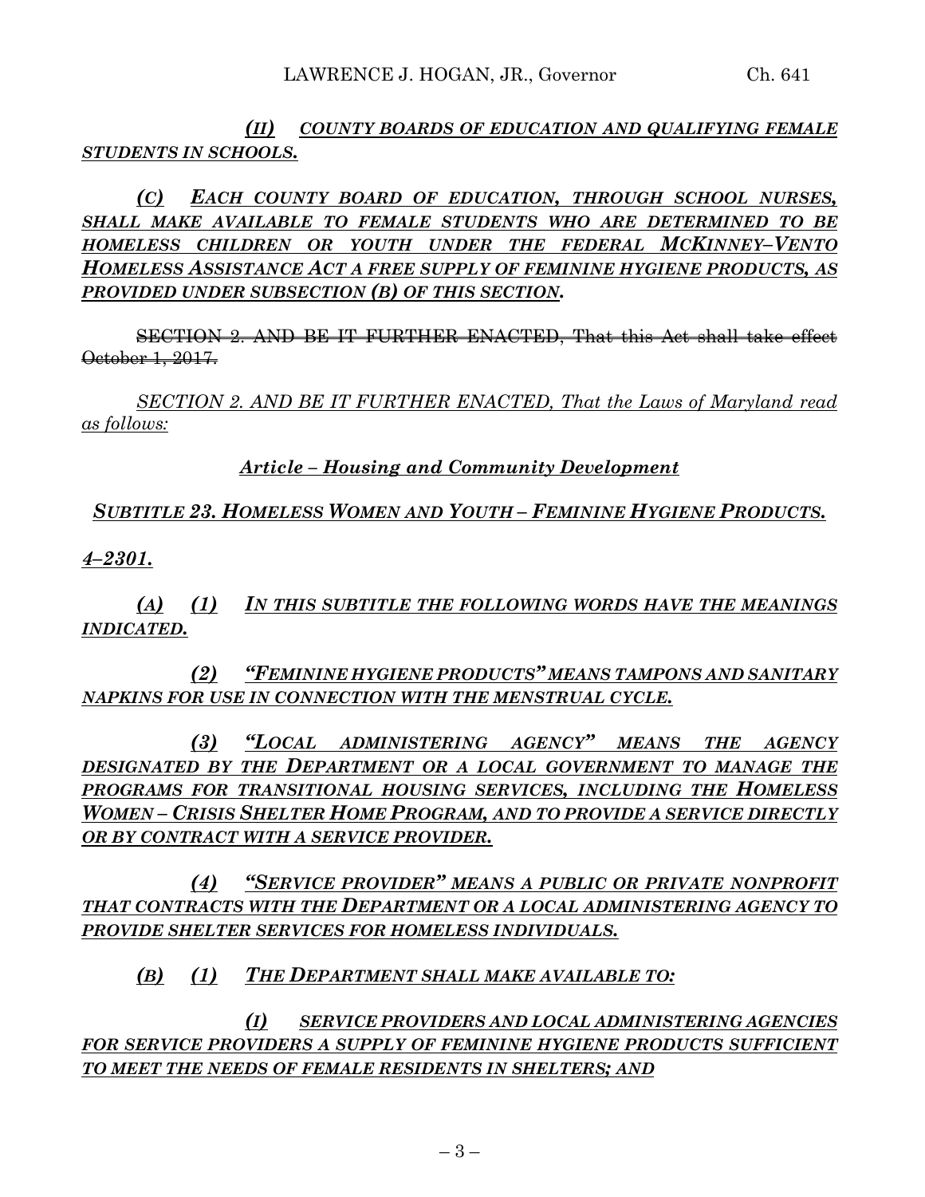*(II) COUNTY BOARDS OF EDUCATION AND QUALIFYING FEMALE STUDENTS IN SCHOOLS.*

*(C) EACH COUNTY BOARD OF EDUCATION, THROUGH SCHOOL NURSES, SHALL MAKE AVAILABLE TO FEMALE STUDENTS WHO ARE DETERMINED TO BE HOMELESS CHILDREN OR YOUTH UNDER THE FEDERAL MCKINNEY–VENTO HOMELESS ASSISTANCE ACT A FREE SUPPLY OF FEMININE HYGIENE PRODUCTS, AS PROVIDED UNDER SUBSECTION (B) OF THIS SECTION.*

~~SECTION 2. AND BE IT FURTHER ENACTED, That this Act shall take effect October 1, 2017.~~

*SECTION 2. AND BE IT FURTHER ENACTED, That the Laws of Maryland read as follows:*

***Article – Housing and Community Development***

***SUBTITLE 23. HOMELESS WOMEN AND YOUTH – FEMININE HYGIENE PRODUCTS.***

***4–2301.***

*(A) (1) IN THIS SUBTITLE THE FOLLOWING WORDS HAVE THE MEANINGS INDICATED.*

*(2) "FEMININE HYGIENE PRODUCTS" MEANS TAMPONS AND SANITARY NAPKINS FOR USE IN CONNECTION WITH THE MENSTRUAL CYCLE.*

*(3) "LOCAL ADMINISTERING AGENCY" MEANS THE AGENCY DESIGNATED BY THE DEPARTMENT OR A LOCAL GOVERNMENT TO MANAGE THE PROGRAMS FOR TRANSITIONAL HOUSING SERVICES, INCLUDING THE HOMELESS WOMEN – CRISIS SHELTER HOME PROGRAM, AND TO PROVIDE A SERVICE DIRECTLY OR BY CONTRACT WITH A SERVICE PROVIDER.*

*(4) "SERVICE PROVIDER" MEANS A PUBLIC OR PRIVATE NONPROFIT THAT CONTRACTS WITH THE DEPARTMENT OR A LOCAL ADMINISTERING AGENCY TO PROVIDE SHELTER SERVICES FOR HOMELESS INDIVIDUALS.*

*(B) (1) THE DEPARTMENT SHALL MAKE AVAILABLE TO:*

*(I) SERVICE PROVIDERS AND LOCAL ADMINISTERING AGENCIES FOR SERVICE PROVIDERS A SUPPLY OF FEMININE HYGIENE PRODUCTS SUFFICIENT TO MEET THE NEEDS OF FEMALE RESIDENTS IN SHELTERS; AND*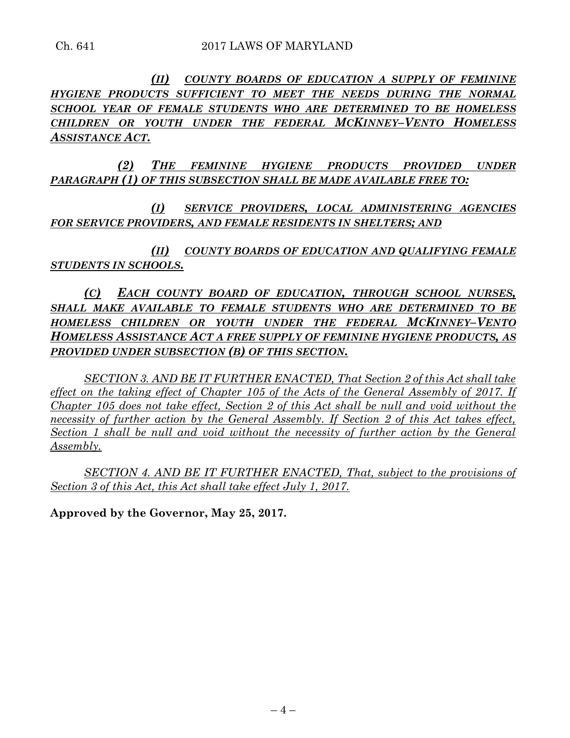*(II) COUNTY BOARDS OF EDUCATION A SUPPLY OF FEMININE HYGIENE PRODUCTS SUFFICIENT TO MEET THE NEEDS DURING THE NORMAL SCHOOL YEAR OF FEMALE STUDENTS WHO ARE DETERMINED TO BE HOMELESS CHILDREN OR YOUTH UNDER THE FEDERAL MCKINNEY–VENTO HOMELESS ASSISTANCE ACT.*

*(2) THE FEMININE HYGIENE PRODUCTS PROVIDED UNDER PARAGRAPH (1) OF THIS SUBSECTION SHALL BE MADE AVAILABLE FREE TO:*

*(I) SERVICE PROVIDERS, LOCAL ADMINISTERING AGENCIES FOR SERVICE PROVIDERS, AND FEMALE RESIDENTS IN SHELTERS; AND*

*(II) COUNTY BOARDS OF EDUCATION AND QUALIFYING FEMALE STUDENTS IN SCHOOLS.*

*(C) EACH COUNTY BOARD OF EDUCATION, THROUGH SCHOOL NURSES, SHALL MAKE AVAILABLE TO FEMALE STUDENTS WHO ARE DETERMINED TO BE HOMELESS CHILDREN OR YOUTH UNDER THE FEDERAL MCKINNEY–VENTO HOMELESS ASSISTANCE ACT A FREE SUPPLY OF FEMININE HYGIENE PRODUCTS, AS PROVIDED UNDER SUBSECTION (B) OF THIS SECTION.*

*SECTION 3. AND BE IT FURTHER ENACTED, That Section 2 of this Act shall take effect on the taking effect of Chapter 105 of the Acts of the General Assembly of 2017. If Chapter 105 does not take effect, Section 2 of this Act shall be null and void without the necessity of further action by the General Assembly. If Section 2 of this Act takes effect, Section 1 shall be null and void without the necessity of further action by the General Assembly.*

*SECTION 4. AND BE IT FURTHER ENACTED, That, subject to the provisions of Section 3 of this Act, this Act shall take effect July 1, 2017.*

**Approved by the Governor, May 25, 2017.**